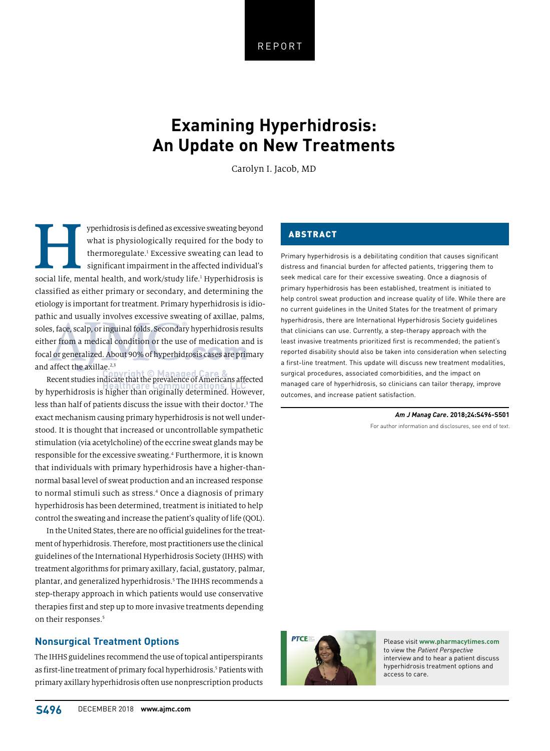REPORT

# Examining Hyperhidrosis: An Update on New Treatments

Carolyn I. Jacob, MD

## ABSTRACT

Primary hyperhidrosis is a debilitating condition that causes significant distress and financial burden for affected patients, triggering them to seek medical care for their excessive sweating. Once a diagnosis of primary hyperhidrosis has been established, treatment is initiated to help control sweat production and increase quality of life. While there are no current guidelines in the United States for the treatment of primary hyperhidrosis, there are International Hyperhidrosis Society guidelines that clinicians can use. Currently, a step-therapy approach with the least invasive treatments prioritized first is recommended; the patient's reported disability should also be taken into consideration when selecting a first-line treatment. This update will discuss new treatment modalities, surgical procedures, associated comorbidities, and the impact on managed care of hyperhidrosis, so clinicians can tailor therapy, improve outcomes, and increase patient satisfaction.

***Am J Manag Care*. 2018;24:S496-S501**

For author information and disclosures, see end of text.

Hyperhidrosis is defined as excessive sweating beyond what is physiologically required for the body to thermoregulate.[1] Excessive sweating can lead to significant impairment in the affected individual's social life, mental health, and work/study life.[1] Hyperhidrosis is classified as either primary or secondary, and determining the etiology is important for treatment. Primary hyperhidrosis is idiopathic and usually involves excessive sweating of axillae, palms, soles, face, scalp, or inguinal folds. Secondary hyperhidrosis results either from a medical condition or the use of medication and is focal or generalized. About 90% of hyperhidrosis cases are primary and affect the axillae.[2,3]

Recent studies indicate that the prevalence of Americans affected by hyperhidrosis is higher than originally determined. However, less than half of patients discuss the issue with their doctor.[3] The exact mechanism causing primary hyperhidrosis is not well understood. It is thought that increased or uncontrollable sympathetic stimulation (via acetylcholine) of the eccrine sweat glands may be responsible for the excessive sweating.[4] Furthermore, it is known that individuals with primary hyperhidrosis have a higher-than-normal basal level of sweat production and an increased response to normal stimuli such as stress.[4] Once a diagnosis of primary hyperhidrosis has been determined, treatment is initiated to help control the sweating and increase the patient's quality of life (QOL).

In the United States, there are no official guidelines for the treatment of hyperhidrosis. Therefore, most practitioners use the clinical guidelines of the International Hyperhidrosis Society (IHHS) with treatment algorithms for primary axillary, facial, gustatory, palmar, plantar, and generalized hyperhidrosis.[5] The IHHS recommends a step-therapy approach in which patients would use conservative therapies first and step up to more invasive treatments depending on their responses.[5]

## Nonsurgical Treatment Options

The IHHS guidelines recommend the use of topical antiperspirants as first-line treatment of primary focal hyperhidrosis.[5] Patients with primary axillary hyperhidrosis often use nonprescription products

Please visit **www.pharmacytimes.com** to view the *Patient Perspective* interview and to hear a patient discuss hyperhidrosis treatment options and access to care.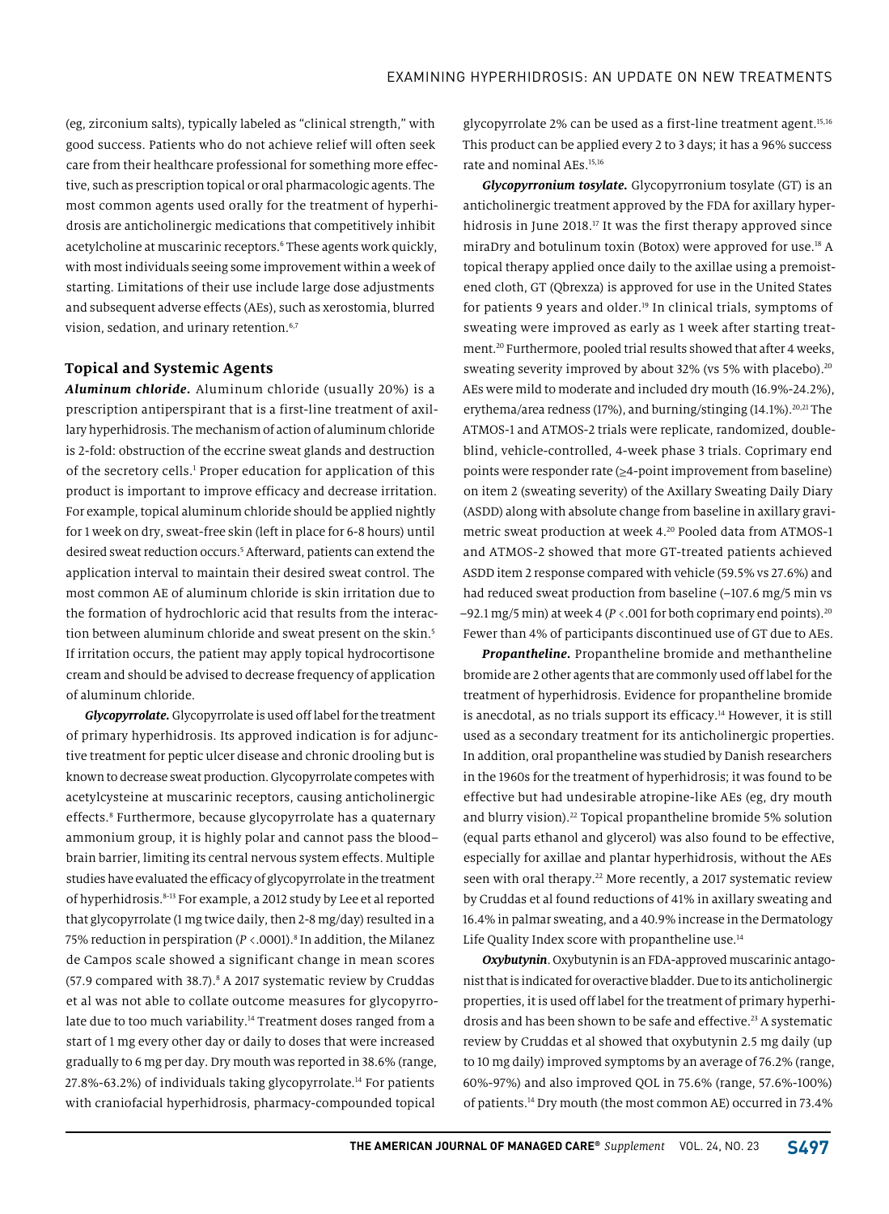(eg, zirconium salts), typically labeled as "clinical strength," with good success. Patients who do not achieve relief will often seek care from their healthcare professional for something more effective, such as prescription topical or oral pharmacologic agents. The most common agents used orally for the treatment of hyperhidrosis are anticholinergic medications that competitively inhibit acetylcholine at muscarinic receptors.[6] These agents work quickly, with most individuals seeing some improvement within a week of starting. Limitations of their use include large dose adjustments and subsequent adverse effects (AEs), such as xerostomia, blurred vision, sedation, and urinary retention.[6,7]

## Topical and Systemic Agents

***Aluminum chloride.*** Aluminum chloride (usually 20%) is a prescription antiperspirant that is a first-line treatment of axillary hyperhidrosis. The mechanism of action of aluminum chloride is 2-fold: obstruction of the eccrine sweat glands and destruction of the secretory cells.[1] Proper education for application of this product is important to improve efficacy and decrease irritation. For example, topical aluminum chloride should be applied nightly for 1 week on dry, sweat-free skin (left in place for 6-8 hours) until desired sweat reduction occurs.[5] Afterward, patients can extend the application interval to maintain their desired sweat control. The most common AE of aluminum chloride is skin irritation due to the formation of hydrochloric acid that results from the interaction between aluminum chloride and sweat present on the skin.[5] If irritation occurs, the patient may apply topical hydrocortisone cream and should be advised to decrease frequency of application of aluminum chloride.

***Glycopyrrolate.*** Glycopyrrolate is used off label for the treatment of primary hyperhidrosis. Its approved indication is for adjunctive treatment for peptic ulcer disease and chronic drooling but is known to decrease sweat production. Glycopyrrolate competes with acetylcysteine at muscarinic receptors, causing anticholinergic effects.[8] Furthermore, because glycopyrrolate has a quaternary ammonium group, it is highly polar and cannot pass the blood–brain barrier, limiting its central nervous system effects. Multiple studies have evaluated the efficacy of glycopyrrolate in the treatment of hyperhidrosis.[8-13] For example, a 2012 study by Lee et al reported that glycopyrrolate (1 mg twice daily, then 2-8 mg/day) resulted in a 75% reduction in perspiration ($P < .0001$).[8] In addition, the Milanez de Campos scale showed a significant change in mean scores (57.9 compared with 38.7).[8] A 2017 systematic review by Cruddas et al was not able to collate outcome measures for glycopyrrolate due to too much variability.[14] Treatment doses ranged from a start of 1 mg every other day or daily to doses that were increased gradually to 6 mg per day. Dry mouth was reported in 38.6% (range, 27.8%-63.2%) of individuals taking glycopyrrolate.[14] For patients with craniofacial hyperhidrosis, pharmacy-compounded topical glycopyrrolate 2% can be used as a first-line treatment agent.[15,16] This product can be applied every 2 to 3 days; it has a 96% success rate and nominal AEs.[15,16]

***Glycopyrronium tosylate.*** Glycopyrronium tosylate (GT) is an anticholinergic treatment approved by the FDA for axillary hyperhidrosis in June 2018.[17] It was the first therapy approved since miraDry and botulinum toxin (Botox) were approved for use.[18] A topical therapy applied once daily to the axillae using a premoistened cloth, GT (Qbrexza) is approved for use in the United States for patients 9 years and older.[19] In clinical trials, symptoms of sweating were improved as early as 1 week after starting treatment.[20] Furthermore, pooled trial results showed that after 4 weeks, sweating severity improved by about 32% (vs 5% with placebo).[20] AEs were mild to moderate and included dry mouth (16.9%-24.2%), erythema/area redness (17%), and burning/stinging (14.1%).[20,21] The ATMOS-1 and ATMOS-2 trials were replicate, randomized, double-blind, vehicle-controlled, 4-week phase 3 trials. Coprimary end points were responder rate (≥4-point improvement from baseline) on item 2 (sweating severity) of the Axillary Sweating Daily Diary (ASDD) along with absolute change from baseline in axillary gravimetric sweat production at week 4.[20] Pooled data from ATMOS-1 and ATMOS-2 showed that more GT-treated patients achieved ASDD item 2 response compared with vehicle (59.5% vs 27.6%) and had reduced sweat production from baseline (–107.6 mg/5 min vs –92.1 mg/5 min) at week 4 ($P < .001$ for both coprimary end points).[20] Fewer than 4% of participants discontinued use of GT due to AEs.

***Propantheline.*** Propantheline bromide and methantheline bromide are 2 other agents that are commonly used off label for the treatment of hyperhidrosis. Evidence for propantheline bromide is anecdotal, as no trials support its efficacy.[14] However, it is still used as a secondary treatment for its anticholinergic properties. In addition, oral propantheline was studied by Danish researchers in the 1960s for the treatment of hyperhidrosis; it was found to be effective but had undesirable atropine-like AEs (eg, dry mouth and blurry vision).[22] Topical propantheline bromide 5% solution (equal parts ethanol and glycerol) was also found to be effective, especially for axillae and plantar hyperhidrosis, without the AEs seen with oral therapy.[22] More recently, a 2017 systematic review by Cruddas et al found reductions of 41% in axillary sweating and 16.4% in palmar sweating, and a 40.9% increase in the Dermatology Life Quality Index score with propantheline use.[14]

***Oxybutynin***. Oxybutynin is an FDA-approved muscarinic antagonist that is indicated for overactive bladder. Due to its anticholinergic properties, it is used off label for the treatment of primary hyperhidrosis and has been shown to be safe and effective.[23] A systematic review by Cruddas et al showed that oxybutynin 2.5 mg daily (up to 10 mg daily) improved symptoms by an average of 76.2% (range, 60%-97%) and also improved QOL in 75.6% (range, 57.6%-100%) of patients.[14] Dry mouth (the most common AE) occurred in 73.4%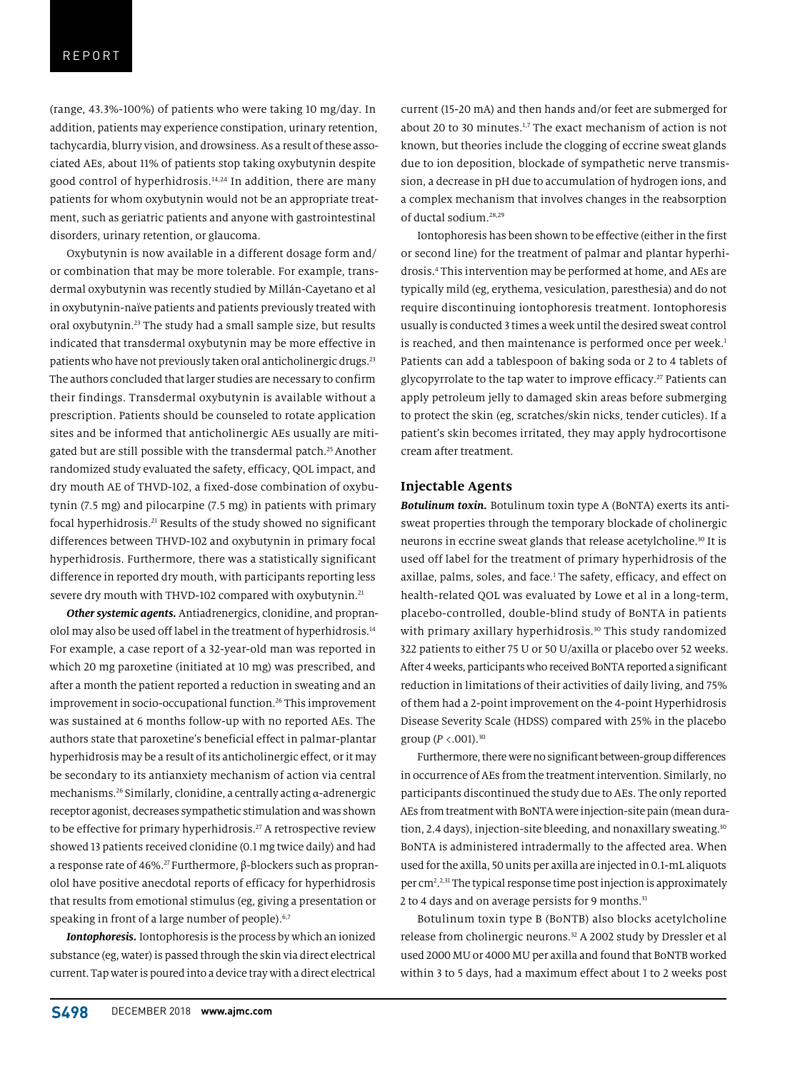(range, 43.3%-100%) of patients who were taking 10 mg/day. In addition, patients may experience constipation, urinary retention, tachycardia, blurry vision, and drowsiness. As a result of these associated AEs, about 11% of patients stop taking oxybutynin despite good control of hyperhidrosis.[14,24] In addition, there are many patients for whom oxybutynin would not be an appropriate treatment, such as geriatric patients and anyone with gastrointestinal disorders, urinary retention, or glaucoma.

Oxybutynin is now available in a different dosage form and/or combination that may be more tolerable. For example, transdermal oxybutynin was recently studied by Millán-Cayetano et al in oxybutynin-naïve patients and patients previously treated with oral oxybutynin.[23] The study had a small sample size, but results indicated that transdermal oxybutynin may be more effective in patients who have not previously taken oral anticholinergic drugs.[23] The authors concluded that larger studies are necessary to confirm their findings. Transdermal oxybutynin is available without a prescription. Patients should be counseled to rotate application sites and be informed that anticholinergic AEs usually are mitigated but are still possible with the transdermal patch.[25] Another randomized study evaluated the safety, efficacy, QOL impact, and dry mouth AE of THVD-102, a fixed-dose combination of oxybutynin (7.5 mg) and pilocarpine (7.5 mg) in patients with primary focal hyperhidrosis.[21] The study showed no significant differences between THVD-102 and oxybutynin in primary focal hyperhidrosis. Furthermore, there was a statistically significant difference in reported dry mouth, with participants reporting less severe dry mouth with THVD-102 compared with oxybutynin.[21]

***Other systemic agents.*** Antiadrenergics, clonidine, and propranolol may also be used off label in the treatment of hyperhidrosis.[14] For example, a case report of a 32-year-old man was reported in which 20 mg paroxetine (initiated at 10 mg) was prescribed, and after a month the patient reported a reduction in sweating and an improvement in socio-occupational function.[26] This improvement was sustained at 6 months follow-up with no reported AEs. The authors state that paroxetine's beneficial effect in palmar-plantar hyperhidrosis may be a result of its anticholinergic effect, or it may be secondary to its antianxiety mechanism of action via central mechanisms.[26] Similarly, clonidine, a centrally acting α-adrenergic receptor agonist, decreases sympathetic stimulation and was shown to be effective for primary hyperhidrosis.[27] A retrospective review showed 13 patients received clonidine (0.1 mg twice daily) and had a response rate of 46%.[27] Furthermore, β-blockers such as propranolol have positive anecdotal reports of efficacy for hyperhidrosis that results from emotional stimulus (eg, giving a presentation or speaking in front of a large number of people).[6,7]

***Iontophoresis.*** Iontophoresis is the process by which an ionized substance (eg, water) is passed through the skin via direct electrical current. Tap water is poured into a device tray with a direct electrical current (15-20 mA) and then hands and/or feet are submerged for about 20 to 30 minutes.[1,7] The exact mechanism of action is not known, but theories include the clogging of eccrine sweat glands due to ion deposition, blockade of sympathetic nerve transmission, a decrease in pH due to accumulation of hydrogen ions, and a complex mechanism that involves changes in the reabsorption of ductal sodium.[28,29]

Iontophoresis has been shown to be effective (either in the first or second line) for the treatment of palmar and plantar hyperhidrosis.[4] This intervention may be performed at home, and AEs are typically mild (eg, erythema, vesiculation, paresthesia) and do not require discontinuing iontophoresis treatment. Iontophoresis usually is conducted 3 times a week until the desired sweat control is reached, and then maintenance is performed once per week.[1] Patients can add a tablespoon of baking soda or 2 to 4 tablets of glycopyrrolate to the tap water to improve efficacy.[27] Patients can apply petroleum jelly to damaged skin areas before submerging to protect the skin (eg, scratches/skin nicks, tender cuticles). If a patient's skin becomes irritated, they may apply hydrocortisone cream after treatment.

### Injectable Agents

***Botulinum toxin.*** Botulinum toxin type A (BoNTA) exerts its antisweat properties through the temporary blockade of cholinergic neurons in eccrine sweat glands that release acetylcholine.[30] It is used off label for the treatment of primary hyperhidrosis of the axillae, palms, soles, and face.[1] The safety, efficacy, and effect on health-related QOL was evaluated by Lowe et al in a long-term, placebo-controlled, double-blind study of BoNTA in patients with primary axillary hyperhidrosis.[30] This study randomized 322 patients to either 75 U or 50 U/axilla or placebo over 52 weeks. After 4 weeks, participants who received BoNTA reported a significant reduction in limitations of their activities of daily living, and 75% of them had a 2-point improvement on the 4-point Hyperhidrosis Disease Severity Scale (HDSS) compared with 25% in the placebo group ($P < .001$).[30]

Furthermore, there were no significant between-group differences in occurrence of AEs from the treatment intervention. Similarly, no participants discontinued the study due to AEs. The only reported AEs from treatment with BoNTA were injection-site pain (mean duration, 2.4 days), injection-site bleeding, and nonaxillary sweating.[30] BoNTA is administered intradermally to the affected area. When used for the axilla, 50 units per axilla are injected in 0.1-mL aliquots per $cm^2$.[2,31] The typical response time post injection is approximately 2 to 4 days and on average persists for 9 months.[31]

Botulinum toxin type B (BoNTB) also blocks acetylcholine release from cholinergic neurons.[32] A 2002 study by Dressler et al used 2000 MU or 4000 MU per axilla and found that BoNTB worked within 3 to 5 days, had a maximum effect about 1 to 2 weeks post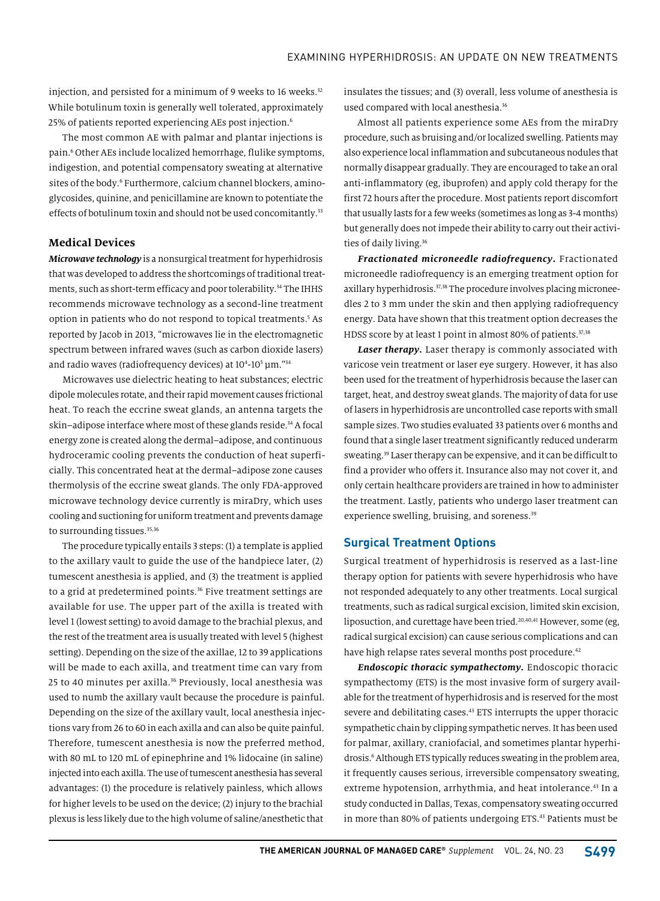injection, and persisted for a minimum of 9 weeks to 16 weeks.[32] While botulinum toxin is generally well tolerated, approximately 25% of patients reported experiencing AEs post injection.[6]

The most common AE with palmar and plantar injections is pain.[6] Other AEs include localized hemorrhage, flulike symptoms, indigestion, and potential compensatory sweating at alternative sites of the body.[6] Furthermore, calcium channel blockers, aminoglycosides, quinine, and penicillamine are known to potentiate the effects of botulinum toxin and should not be used concomitantly.[33]

### Medical Devices

***Microwave technology*** is a nonsurgical treatment for hyperhidrosis that was developed to address the shortcomings of traditional treatments, such as short-term efficacy and poor tolerability.[34] The IHHS recommends microwave technology as a second-line treatment option in patients who do not respond to topical treatments.[5] As reported by Jacob in 2013, "microwaves lie in the electromagnetic spectrum between infrared waves (such as carbon dioxide lasers) and radio waves (radiofrequency devices) at $10^4$-$10^5$ µm."[34]

Microwaves use dielectric heating to heat substances; electric dipole molecules rotate, and their rapid movement causes frictional heat. To reach the eccrine sweat glands, an antenna targets the skin–adipose interface where most of these glands reside.[34] A focal energy zone is created along the dermal–adipose, and continuous hydroceramic cooling prevents the conduction of heat superficially. This concentrated heat at the dermal–adipose zone causes thermolysis of the eccrine sweat glands. The only FDA-approved microwave technology device currently is miraDry, which uses cooling and suctioning for uniform treatment and prevents damage to surrounding tissues.[35,36]

The procedure typically entails 3 steps: (1) a template is applied to the axillary vault to guide the use of the handpiece later, (2) tumescent anesthesia is applied, and (3) the treatment is applied to a grid at predetermined points.[36] Five treatment settings are available for use. The upper part of the axilla is treated with level 1 (lowest setting) to avoid damage to the brachial plexus, and the rest of the treatment area is usually treated with level 5 (highest setting). Depending on the size of the axillae, 12 to 39 applications will be made to each axilla, and treatment time can vary from 25 to 40 minutes per axilla.[36] Previously, local anesthesia was used to numb the axillary vault because the procedure is painful. Depending on the size of the axillary vault, local anesthesia injections vary from 26 to 60 in each axilla and can also be quite painful. Therefore, tumescent anesthesia is now the preferred method, with 80 mL to 120 mL of epinephrine and 1% lidocaine (in saline) injected into each axilla. The use of tumescent anesthesia has several advantages: (1) the procedure is relatively painless, which allows for higher levels to be used on the device; (2) injury to the brachial plexus is less likely due to the high volume of saline/anesthetic that insulates the tissues; and (3) overall, less volume of anesthesia is used compared with local anesthesia.[36]

Almost all patients experience some AEs from the miraDry procedure, such as bruising and/or localized swelling. Patients may also experience local inflammation and subcutaneous nodules that normally disappear gradually. They are encouraged to take an oral anti-inflammatory (eg, ibuprofen) and apply cold therapy for the first 72 hours after the procedure. Most patients report discomfort that usually lasts for a few weeks (sometimes as long as 3-4 months) but generally does not impede their ability to carry out their activities of daily living.[36]

***Fractionated microneedle radiofrequency.*** Fractionated microneedle radiofrequency is an emerging treatment option for axillary hyperhidrosis.[37,38] The procedure involves placing microneedles 2 to 3 mm under the skin and then applying radiofrequency energy. Data have shown that this treatment option decreases the HDSS score by at least 1 point in almost 80% of patients.[37,38]

***Laser therapy.*** Laser therapy is commonly associated with varicose vein treatment or laser eye surgery. However, it has also been used for the treatment of hyperhidrosis because the laser can target, heat, and destroy sweat glands. The majority of data for use of lasers in hyperhidrosis are uncontrolled case reports with small sample sizes. Two studies evaluated 33 patients over 6 months and found that a single laser treatment significantly reduced underarm sweating.[39] Laser therapy can be expensive, and it can be difficult to find a provider who offers it. Insurance also may not cover it, and only certain healthcare providers are trained in how to administer the treatment. Lastly, patients who undergo laser treatment can experience swelling, bruising, and soreness.[39]

## Surgical Treatment Options

Surgical treatment of hyperhidrosis is reserved as a last-line therapy option for patients with severe hyperhidrosis who have not responded adequately to any other treatments. Local surgical treatments, such as radical surgical excision, limited skin excision, liposuction, and curettage have been tried.[20,40,41] However, some (eg, radical surgical excision) can cause serious complications and can have high relapse rates several months post procedure.[42]

***Endoscopic thoracic sympathectomy.*** Endoscopic thoracic sympathectomy (ETS) is the most invasive form of surgery available for the treatment of hyperhidrosis and is reserved for the most severe and debilitating cases.[43] ETS interrupts the upper thoracic sympathetic chain by clipping sympathetic nerves. It has been used for palmar, axillary, craniofacial, and sometimes plantar hyperhidrosis.[6] Although ETS typically reduces sweating in the problem area, it frequently causes serious, irreversible compensatory sweating, extreme hypotension, arrhythmia, and heat intolerance.[43] In a study conducted in Dallas, Texas, compensatory sweating occurred in more than 80% of patients undergoing ETS.[43] Patients must be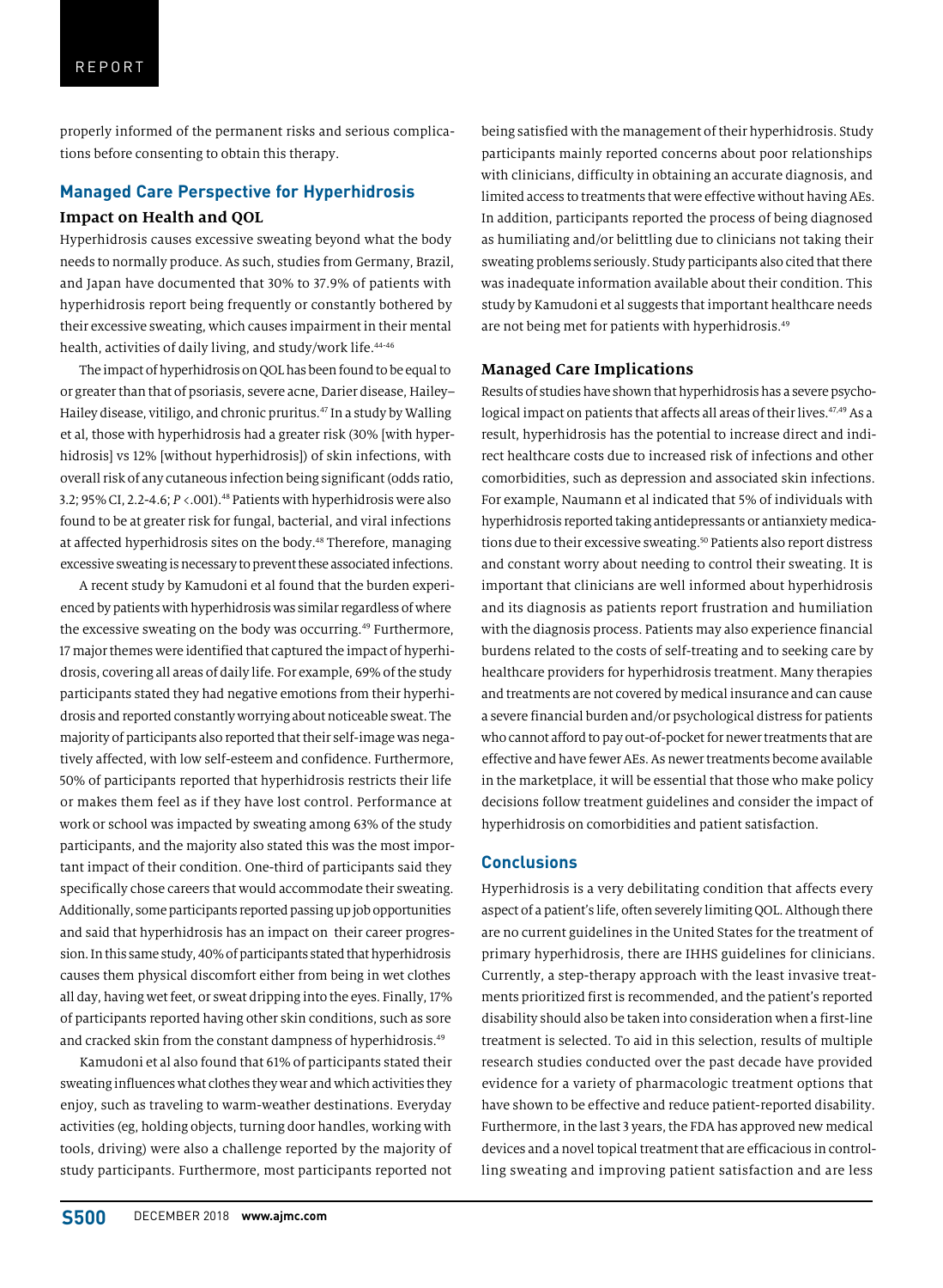properly informed of the permanent risks and serious complications before consenting to obtain this therapy.

## Managed Care Perspective for Hyperhidrosis

### Impact on Health and QOL

Hyperhidrosis causes excessive sweating beyond what the body needs to normally produce. As such, studies from Germany, Brazil, and Japan have documented that 30% to 37.9% of patients with hyperhidrosis report being frequently or constantly bothered by their excessive sweating, which causes impairment in their mental health, activities of daily living, and study/work life.[44-46]

The impact of hyperhidrosis on QOL has been found to be equal to or greater than that of psoriasis, severe acne, Darier disease, Hailey–Hailey disease, vitiligo, and chronic pruritus.[47] In a study by Walling et al, those with hyperhidrosis had a greater risk (30% [with hyperhidrosis] vs 12% [without hyperhidrosis]) of skin infections, with overall risk of any cutaneous infection being significant (odds ratio, 3.2; 95% CI, 2.2-4.6; $P$ <.001).[48] Patients with hyperhidrosis were also found to be at greater risk for fungal, bacterial, and viral infections at affected hyperhidrosis sites on the body.[48] Therefore, managing excessive sweating is necessary to prevent these associated infections.

A recent study by Kamudoni et al found that the burden experienced by patients with hyperhidrosis was similar regardless of where the excessive sweating on the body was occurring.[49] Furthermore, 17 major themes were identified that captured the impact of hyperhidrosis, covering all areas of daily life. For example, 69% of the study participants stated they had negative emotions from their hyperhidrosis and reported constantly worrying about noticeable sweat. The majority of participants also reported that their self-image was negatively affected, with low self-esteem and confidence. Furthermore, 50% of participants reported that hyperhidrosis restricts their life or makes them feel as if they have lost control. Performance at work or school was impacted by sweating among 63% of the study participants, and the majority also stated this was the most important impact of their condition. One-third of participants said they specifically chose careers that would accommodate their sweating. Additionally, some participants reported passing up job opportunities and said that hyperhidrosis has an impact on their career progression. In this same study, 40% of participants stated that hyperhidrosis causes them physical discomfort either from being in wet clothes all day, having wet feet, or sweat dripping into the eyes. Finally, 17% of participants reported having other skin conditions, such as sore and cracked skin from the constant dampness of hyperhidrosis.[49]

Kamudoni et al also found that 61% of participants stated their sweating influences what clothes they wear and which activities they enjoy, such as traveling to warm-weather destinations. Everyday activities (eg, holding objects, turning door handles, working with tools, driving) were also a challenge reported by the majority of study participants. Furthermore, most participants reported not being satisfied with the management of their hyperhidrosis. Study participants mainly reported concerns about poor relationships with clinicians, difficulty in obtaining an accurate diagnosis, and limited access to treatments that were effective without having AEs. In addition, participants reported the process of being diagnosed as humiliating and/or belittling due to clinicians not taking their sweating problems seriously. Study participants also cited that there was inadequate information available about their condition. This study by Kamudoni et al suggests that important healthcare needs are not being met for patients with hyperhidrosis.[49]

### Managed Care Implications

Results of studies have shown that hyperhidrosis has a severe psychological impact on patients that affects all areas of their lives.[47,49] As a result, hyperhidrosis has the potential to increase direct and indirect healthcare costs due to increased risk of infections and other comorbidities, such as depression and associated skin infections. For example, Naumann et al indicated that 5% of individuals with hyperhidrosis reported taking antidepressants or antianxiety medications due to their excessive sweating.[50] Patients also report distress and constant worry about needing to control their sweating. It is important that clinicians are well informed about hyperhidrosis and its diagnosis as patients report frustration and humiliation with the diagnosis process. Patients may also experience financial burdens related to the costs of self-treating and to seeking care by healthcare providers for hyperhidrosis treatment. Many therapies and treatments are not covered by medical insurance and can cause a severe financial burden and/or psychological distress for patients who cannot afford to pay out-of-pocket for newer treatments that are effective and have fewer AEs. As newer treatments become available in the marketplace, it will be essential that those who make policy decisions follow treatment guidelines and consider the impact of hyperhidrosis on comorbidities and patient satisfaction.

## Conclusions

Hyperhidrosis is a very debilitating condition that affects every aspect of a patient's life, often severely limiting QOL. Although there are no current guidelines in the United States for the treatment of primary hyperhidrosis, there are IHHS guidelines for clinicians. Currently, a step-therapy approach with the least invasive treatments prioritized first is recommended, and the patient's reported disability should also be taken into consideration when a first-line treatment is selected. To aid in this selection, results of multiple research studies conducted over the past decade have provided evidence for a variety of pharmacologic treatment options that have shown to be effective and reduce patient-reported disability. Furthermore, in the last 3 years, the FDA has approved new medical devices and a novel topical treatment that are efficacious in controlling sweating and improving patient satisfaction and are less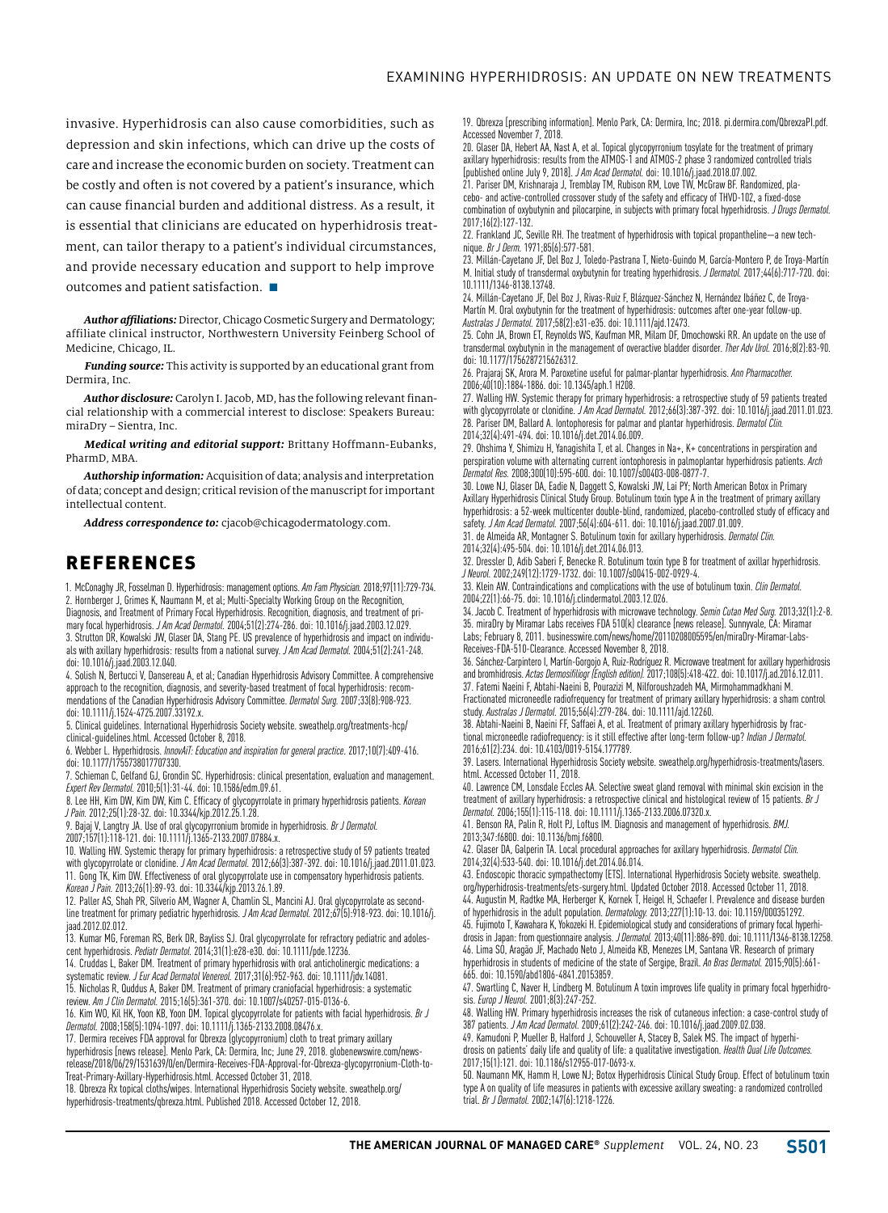invasive. Hyperhidrosis can also cause comorbidities, such as depression and skin infections, which can drive up the costs of care and increase the economic burden on society. Treatment can be costly and often is not covered by a patient's insurance, which can cause financial burden and additional distress. As a result, it is essential that clinicians are educated on hyperhidrosis treatment, can tailor therapy to a patient's individual circumstances, and provide necessary education and support to help improve outcomes and patient satisfaction. ■

***Author affiliations:*** Director, Chicago Cosmetic Surgery and Dermatology; affiliate clinical instructor, Northwestern University Feinberg School of Medicine, Chicago, IL.

***Funding source:*** This activity is supported by an educational grant from Dermira, Inc.

***Author disclosure:*** Carolyn I. Jacob, MD, has the following relevant financial relationship with a commercial interest to disclose: Speakers Bureau: miraDry – Sientra, Inc.

***Medical writing and editorial support:*** Brittany Hoffmann-Eubanks, PharmD, MBA.

***Authorship information:*** Acquisition of data; analysis and interpretation of data; concept and design; critical revision of the manuscript for important intellectual content.

***Address correspondence to:*** cjacob@chicagodermatology.com.

## REFERENCES

1. McConaghy JR, Fosselman D. Hyperhidrosis: management options. *Am Fam Physician.* 2018;97(11):729-734.
2. Hornberger J, Grimes K, Naumann M, et al; Multi-Specialty Working Group on the Recognition, Diagnosis, and Treatment of Primary Focal Hyperhidrosis. Recognition, diagnosis, and treatment of primary focal hyperhidrosis. *J Am Acad Dermatol.* 2004;51(2):274-286. doi: 10.1016/j.jaad.2003.12.029.
3. Strutton DR, Kowalski JW, Glaser DA, Stang PE. US prevalence of hyperhidrosis and impact on individuals with axillary hyperhidrosis: results from a national survey. *J Am Acad Dermatol.* 2004;51(2):241-248. doi: 10.1016/j.jaad.2003.12.040.
4. Solish N, Bertucci V, Dansereau A, et al; Canadian Hyperhidrosis Advisory Committee. A comprehensive approach to the recognition, diagnosis, and severity-based treatment of focal hyperhidrosis: recommendations of the Canadian Hyperhidrosis Advisory Committee. *Dermatol Surg.* 2007;33(8):908-923. doi: 10.1111/j.1524-4725.2007.33192.x.
5. Clinical guidelines. International Hyperhidrosis Society website. sweathelp.org/treatments-hcp/clinical-guidelines.html. Accessed October 8, 2018.
6. Webber L. Hyperhidrosis. *InnovAiT: Education and inspiration for general practice.* 2017;10(7):409-416. doi: 10.1177/1755738017707330.
7. Schieman C, Gelfand GJ, Grondin SC. Hyperhidrosis: clinical presentation, evaluation and management. *Expert Rev Dermatol.* 2010;5(1):31-44. doi: 10.1586/edm.09.61.
8. Lee HH, Kim DW, Kim DW, Kim C. Efficacy of glycopyrrolate in primary hyperhidrosis patients. *Korean J Pain.* 2012;25(1):28-32. doi: 10.3344/kjp.2012.25.1.28.
9. Bajaj V, Langtry JA. Use of oral glycopyrronium bromide in hyperhidrosis. *Br J Dermatol.* 2007;157(1):118-121. doi: 10.1111/j.1365-2133.2007.07884.x.
10. Walling HW. Systemic therapy for primary hyperhidrosis: a retrospective study of 59 patients treated with glycopyrrolate or clonidine. *J Am Acad Dermatol.* 2012;66(3):387-392. doi: 10.1016/j.jaad.2011.01.023.
11. Gong TK, Kim DW. Effectiveness of oral glycopyrrolate use in compensatory hyperhidrosis patients. *Korean J Pain.* 2013;26(1):89-93. doi: 10.3344/kjp.2013.26.1.89.
12. Paller AS, Shah PR, Silverio AM, Wagner A, Chamlin SL, Mancini AJ. Oral glycopyrrolate as second-line treatment for primary pediatric hyperhidrosis. *J Am Acad Dermatol.* 2012;67(5):918-923. doi: 10.1016/j.jaad.2012.02.012.
13. Kumar MG, Foreman RS, Berk DR, Bayliss SJ. Oral glycopyrrolate for refractory pediatric and adolescent hyperhidrosis. *Pediatr Dermatol.* 2014;31(1):e28-e30. doi: 10.1111/pde.12236.
14. Cruddas L, Baker DM. Treatment of primary hyperhidrosis with oral anticholinergic medications: a systematic review. *J Eur Acad Dermatol Venereol.* 2017;31(6):952-963. doi: 10.1111/jdv.14081.
15. Nicholas R, Quddus A, Baker DM. Treatment of primary craniofacial hyperhidrosis: a systematic review. *Am J Clin Dermatol.* 2015;16(5):361-370. doi: 10.1007/s40257-015-0136-6.
16. Kim WO, Kil HK, Yoon KB, Yoon DM. Topical glycopyrrolate for patients with facial hyperhidrosis. *Br J Dermatol.* 2008;158(5):1094-1097. doi: 10.1111/j.1365-2133.2008.08476.x.
17. Dermira receives FDA approval for Qbrexza (glycopyrronium) cloth to treat primary axillary hyperhidrosis [news release]. Menlo Park, CA: Dermira, Inc; June 29, 2018. globenewswire.com/news-release/2018/06/29/1531639/0/en/Dermira-Receives-FDA-Approval-for-Qbrexza-glycopyrronium-Cloth-to-Treat-Primary-Axillary-Hyperhidrosis.html. Accessed October 31, 2018.
18. Qbrexza Rx topical cloths/wipes. International Hyperhidrosis Society website. sweathelp.org/hyperhidrosis-treatments/qbrexza.html. Published 2018. Accessed October 12, 2018.
19. Qbrexza [prescribing information]. Menlo Park, CA: Dermira, Inc; 2018. pi.dermira.com/QbrexzaPI.pdf. Accessed November 7, 2018.
20. Glaser DA, Hebert AA, Nast A, et al. Topical glycopyrronium tosylate for the treatment of primary axillary hyperhidrosis: results from the ATMOS-1 and ATMOS-2 phase 3 randomized controlled trials [published online July 9, 2018]. *J Am Acad Dermatol.* doi: 10.1016/j.jaad.2018.07.002.
21. Pariser DM, Krishnaraja J, Tremblay TM, Rubison RM, Love TW, McGraw BF. Randomized, placebo- and active-controlled crossover study of the safety and efficacy of THVD-102, a fixed-dose combination of oxybutynin and pilocarpine, in subjects with primary focal hyperhidrosis. *J Drugs Dermatol.* 2017;16(2):127-132.
22. Frankland JC, Seville RH. The treatment of hyperhidrosis with topical propantheline—a new technique. *Br J Derm.* 1971;85(6):577-581.
23. Millán-Cayetano JF, Del Boz J, Toledo-Pastrana T, Nieto-Guindo M, García-Montero P, de Troya-Martín M. Initial study of transdermal oxybutynin for treating hyperhidrosis. *J Dermatol.* 2017;44(6):717-720. doi: 10.1111/1346-8138.13748.
24. Millán-Cayetano JF, Del Boz J, Rivas-Ruiz F, Blázquez-Sánchez N, Hernández Ibáñez C, de Troya-Martín M. Oral oxybutynin for the treatment of hyperhidrosis: outcomes after one-year follow-up. *Australas J Dermatol.* 2017;58(2):e31-e35. doi: 10.1111/ajd.12473.
25. Cohn JA, Brown ET, Reynolds WS, Kaufman MR, Milam DF, Dmochowski RR. An update on the use of transdermal oxybutynin in the management of overactive bladder disorder. *Ther Adv Urol.* 2016;8(2):83-90. doi: 10.1177/1756287215626312.
26. Prajaraj SK, Arora M. Paroxetine useful for palmar-plantar hyperhidrosis. *Ann Pharmacother.* 2006;40(10):1884-1886. doi: 10.1345/aph.1 H208.
27. Walling HW. Systemic therapy for primary hyperhidrosis: a retrospective study of 59 patients treated with glycopyrrolate or clonidine. *J Am Acad Dermatol.* 2012;66(3):387-392. doi: 10.1016/j.jaad.2011.01.023.
28. Pariser DM, Ballard A. Iontophoresis for palmar and plantar hyperhidrosis. *Dermatol Clin.* 2014;32(4):491-494. doi: 10.1016/j.det.2014.06.009.
29. Ohshima Y, Shimizu H, Yanagishita T, et al. Changes in Na+, K+ concentrations in perspiration and perspiration volume with alternating current iontophoresis in palmoplantar hyperhidrosis patients. *Arch Dermatol Res.* 2008;300(10):595-600. doi: 10.1007/s00403-008-0877-7.
30. Lowe NJ, Glaser DA, Eadie N, Daggett S, Kowalski JW, Lai PY; North American Botox in Primary Axillary Hyperhidrosis Clinical Study Group. Botulinum toxin type A in the treatment of primary axillary hyperhidrosis: a 52-week multicenter double-blind, randomized, placebo-controlled study of efficacy and safety. *J Am Acad Dermatol.* 2007;56(4):604-611. doi: 10.1016/j.jaad.2007.01.009.
31. de Almeida AR, Montagner S. Botulinum toxin for axillary hyperhidrosis. *Dermatol Clin.* 2014;32(4):495-504. doi: 10.1016/j.det.2014.06.013.
32. Dressler D, Adib Saberi F, Benecke R. Botulinum toxin type B for treatment of axillar hyperhidrosis. *J Neurol.* 2002;249(12):1729-1732. doi: 10.1007/s00415-002-0929-4.
33. Klein AW. Contraindications and complications with the use of botulinum toxin. *Clin Dermatol.* 2004;22(1):66-75. doi: 10.1016/j.clindermatol.2003.12.026.
34. Jacob C. Treatment of hyperhidrosis with microwave technology. *Semin Cutan Med Surg.* 2013;32(1):2-8.
35. miraDry by Miramar Labs receives FDA 510(k) clearance [news release]. Sunnyvale, CA: Miramar Labs; February 8, 2011. businesswire.com/news/home/20110208005595/en/miraDry-Miramar-Labs-Receives-FDA-510-Clearance. Accessed November 8, 2018.
36. Sánchez-Carpintero I, Martín-Gorgojo A, Ruiz-Rodríguez R. Microwave treatment for axillary hyperhidrosis and bromhidrosis. *Actas Dermosifiliogr (English edition).* 2017;108(5):418-422. doi: 10.1017/j.ad.2016.12.011.
37. Fatemi Naeini F, Abtahi-Naeini B, Pourazizi M, Nilforoushzadeh MA, Mirmohammadkhani M. Fractionated microneedle radiofrequency for treatment of primary axillary hyperhidrosis: a sham control study. *Australas J Dermatol.* 2015;56(4):279-284. doi: 10.1111/ajd.12260.
38. Abtahi-Naeini B, Naeini FF, Saffaei A, et al. Treatment of primary axillary hyperhidrosis by fractional microneedle radiofrequency: is it still effective after long-term follow-up? *Indian J Dermatol.* 2016;61(2):234. doi: 10.4103/0019-5154.177789.
39. Lasers. International Hyperhidrosis Society website. sweathelp.org/hyperhidrosis-treatments/lasers.html. Accessed October 11, 2018.
40. Lawrence CM, Lonsdale Eccles AA. Selective sweat gland removal with minimal skin excision in the treatment of axillary hyperhidrosis: a retrospective clinical and histological review of 15 patients. *Br J Dermatol.* 2006;155(1):115-118. doi: 10.1111/j.1365-2133.2006.07320.x.
41. Benson RA, Palin R, Holt PJ, Loftus IM. Diagnosis and management of hyperhidrosis. *BMJ.* 2013;347:f6800. doi: 10.1136/bmj.f6800.
42. Glaser DA, Galperin TA. Local procedural approaches for axillary hyperhidrosis. *Dermatol Clin.* 2014;32(4):533-540. doi: 10.1016/j.det.2014.06.014.
43. Endoscopic thoracic sympathectomy (ETS). International Hyperhidrosis Society website. sweathelp.org/hyperhidrosis-treatments/ets-surgery.html. Updated October 2018. Accessed October 11, 2018.
44. Augustin M, Radtke MA, Herberger K, Kornek T, Heigel H, Schaefer I. Prevalence and disease burden of hyperhidrosis in the adult population. *Dermatology.* 2013;227(1):10-13. doi: 10.1159/000351292.
45. Fujimoto T, Kawahara K, Yokozeki H. Epidemiological study and considerations of primary focal hyperhidrosis in Japan: from questionnaire analysis. *J Dermatol.* 2013;40(11):886-890. doi: 10.1111/1346-8138.12258.
46. Lima SO, Aragão JF, Machado Neto J, Almeida KB, Menezes LM, Santana VR. Research of primary hyperhidrosis in students of medicine of the state of Sergipe, Brazil. *An Bras Dermatol.* 2015;90(5):661-665. doi: 10.1590/abd1806-4841.20153859.
47. Swartling C, Naver H, Lindberg M. Botulinum A toxin improves life quality in primary focal hyperhidrosis. *Europ J Neurol.* 2001;8(3):247-252.
48. Walling HW. Primary hyperhidrosis increases the risk of cutaneous infection: a case-control study of 387 patients. *J Am Acad Dermatol.* 2009;61(2):242-246. doi: 10.1016/j.jaad.2009.02.038.
49. Kamudoni P, Mueller B, Halford J, Schouveller A, Stacey B, Salek MS. The impact of hyperhidrosis on patients' daily life and quality of life: a qualitative investigation. *Health Qual Life Outcomes.* 2017;15(1):121. doi: 10.1186/s12955-017-0693-x.
50. Naumann MK, Hamm H, Lowe NJ; Botox Hyperhidrosis Clinical Study Group. Effect of botulinum toxin type A on quality of life measures in patients with excessive axillary sweating: a randomized controlled trial. *Br J Dermatol.* 2002;147(6):1218-1226.